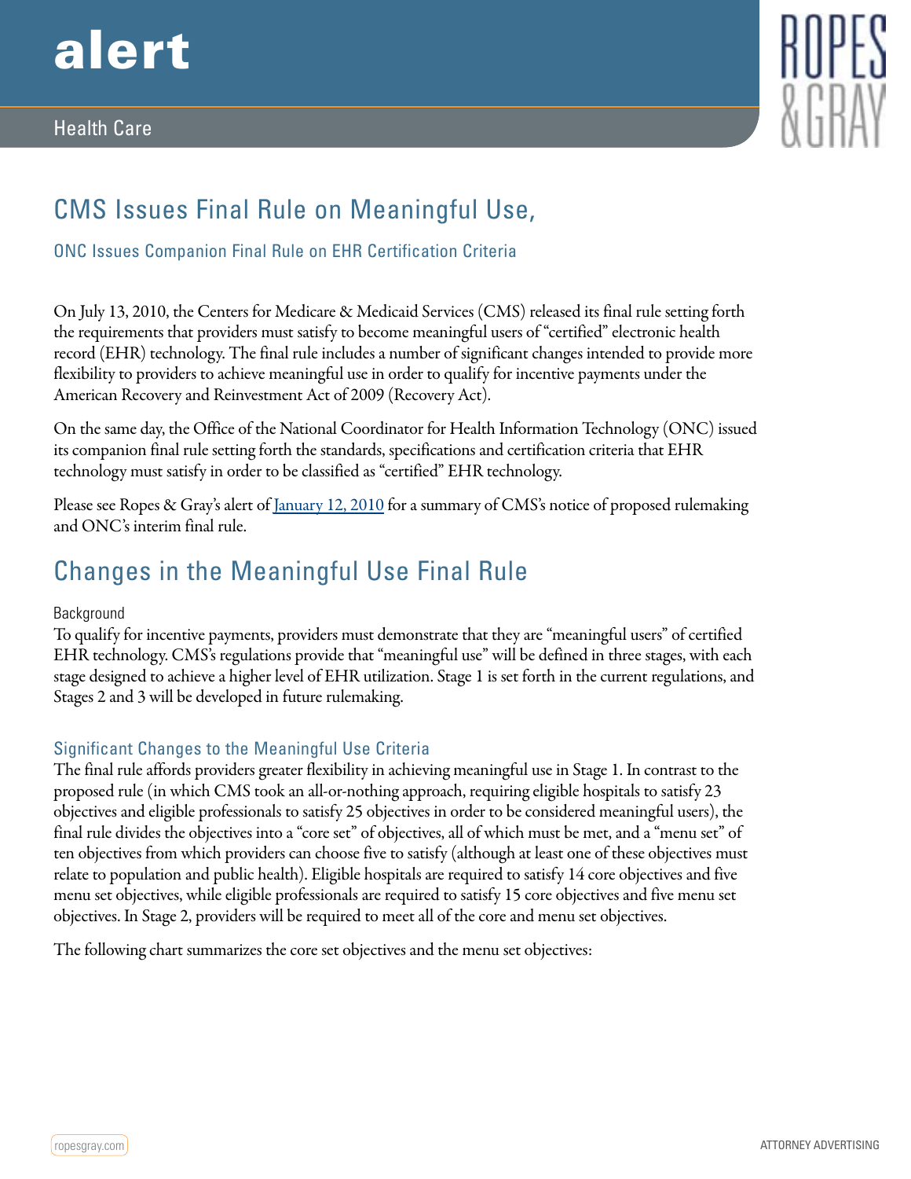# CMS Issues Final Rule on Meaningful Use,

### ONC Issues Companion Final Rule on EHR Certification Criteria

On July 13, 2010, the Centers for Medicare & Medicaid Services (CMS) released its final rule setting forth the requirements that providers must satisfy to become meaningful users of "certified" electronic health record (EHR) technology. The final rule includes a number of significant changes intended to provide more flexibility to providers to achieve meaningful use in order to qualify for incentive payments under the American Recovery and Reinvestment Act of 2009 (Recovery Act).

On the same day, the Office of the National Coordinator for Health Information Technology (ONC) issued its companion final rule setting forth the standards, specifications and certification criteria that EHR technology must satisfy in order to be classified as "certified" EHR technology.

Please see Ropes & Gray's alert of January 12, 2010 for a summary of CMS's notice of proposed rulemaking and ONC's interim final rule.

## Changes in the Meaningful Use Final Rule

Background

To qualify for incentive payments, providers must demonstrate that they are "meaningful users" of certified EHR technology. CMS's regulations provide that "meaningful use" will be defined in three stages, with each stage designed to achieve a higher level of EHR utilization. Stage 1 is set forth in the current regulations, and Stages 2 and 3 will be developed in future rulemaking.

### Significant Changes to the Meaningful Use Criteria

The final rule affords providers greater flexibility in achieving meaningful use in Stage 1. In contrast to the proposed rule (in which CMS took an all-or-nothing approach, requiring eligible hospitals to satisfy 23 objectives and eligible professionals to satisfy 25 objectives in order to be considered meaningful users), the final rule divides the objectives into a "core set" of objectives, all of which must be met, and a "menu set" of ten objectives from which providers can choose five to satisfy (although at least one of these objectives must relate to population and public health). Eligible hospitals are required to satisfy 14 core objectives and five menu set objectives, while eligible professionals are required to satisfy 15 core objectives and five menu set objectives. In Stage 2, providers will be required to meet all of the core and menu set objectives.

The following chart summarizes the core set objectives and the menu set objectives: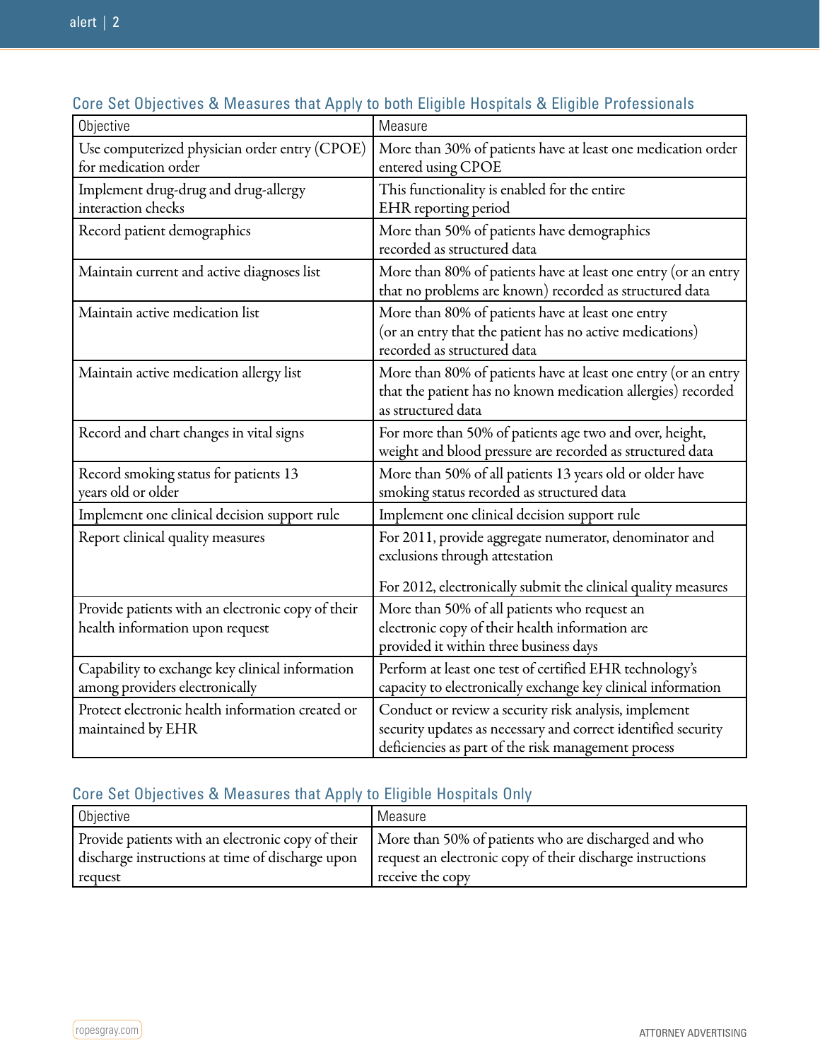## Core Set Objectives & Measures that Apply to both Eligible Hospitals & Eligible Professionals

| Objective | Measure |
|---|---|
| Use computerized physician order entry (CPOE) for medication order | More than 30% of patients have at least one medication order entered using CPOE |
| Implement drug-drug and drug-allergy interaction checks | This functionality is enabled for the entire EHR reporting period |
| Record patient demographics | More than 50% of patients have demographics recorded as structured data |
| Maintain current and active diagnoses list | More than 80% of patients have at least one entry (or an entry that no problems are known) recorded as structured data |
| Maintain active medication list | More than 80% of patients have at least one entry (or an entry that the patient has no active medications) recorded as structured data |
| Maintain active medication allergy list | More than 80% of patients have at least one entry (or an entry that the patient has no known medication allergies) recorded as structured data |
| Record and chart changes in vital signs | For more than 50% of patients age two and over, height, weight and blood pressure are recorded as structured data |
| Record smoking status for patients 13 years old or older | More than 50% of all patients 13 years old or older have smoking status recorded as structured data |
| Implement one clinical decision support rule | Implement one clinical decision support rule |
| Report clinical quality measures | For 2011, provide aggregate numerator, denominator and exclusions through attestation<br><br>For 2012, electronically submit the clinical quality measures |
| Provide patients with an electronic copy of their health information upon request | More than 50% of all patients who request an electronic copy of their health information are provided it within three business days |
| Capability to exchange key clinical information among providers electronically | Perform at least one test of certified EHR technology's capacity to electronically exchange key clinical information |
| Protect electronic health information created or maintained by EHR | Conduct or review a security risk analysis, implement security updates as necessary and correct identified security deficiencies as part of the risk management process |

## Core Set Objectives & Measures that Apply to Eligible Hospitals Only

| Objective | Measure |
|---|---|
| Provide patients with an electronic copy of their discharge instructions at time of discharge upon request | More than 50% of patients who are discharged and who request an electronic copy of their discharge instructions receive the copy |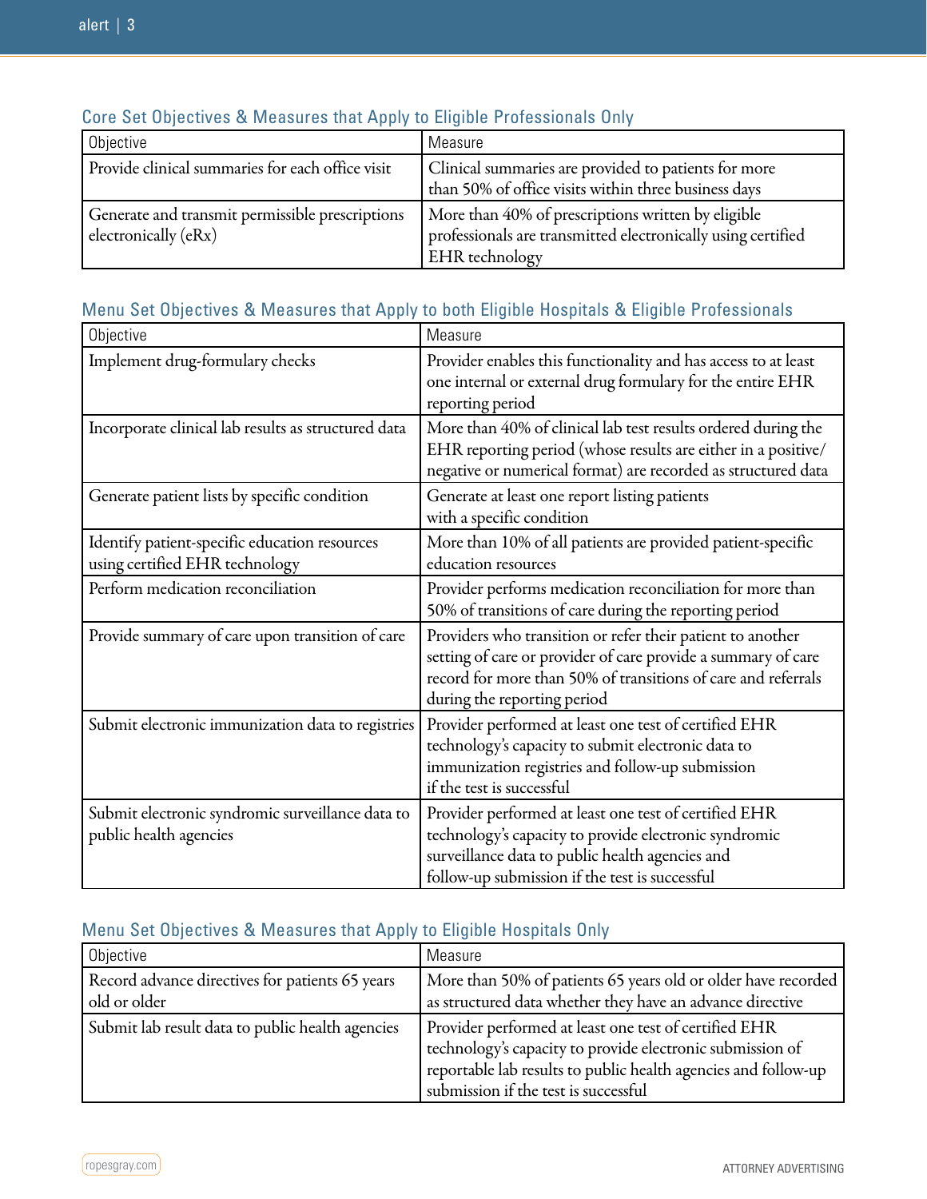### Core Set Objectives & Measures that Apply to Eligible Professionals Only

| Objective | Measure |
|---|---|
| Provide clinical summaries for each office visit | Clinical summaries are provided to patients for more than 50% of office visits within three business days |
| Generate and transmit permissible prescriptions electronically (eRx) | More than 40% of prescriptions written by eligible professionals are transmitted electronically using certified EHR technology |

### Menu Set Objectives & Measures that Apply to both Eligible Hospitals & Eligible Professionals

| Objective | Measure |
|---|---|
| Implement drug-formulary checks | Provider enables this functionality and has access to at least one internal or external drug formulary for the entire EHR reporting period |
| Incorporate clinical lab results as structured data | More than 40% of clinical lab test results ordered during the EHR reporting period (whose results are either in a positive/negative or numerical format) are recorded as structured data |
| Generate patient lists by specific condition | Generate at least one report listing patients with a specific condition |
| Identify patient-specific education resources using certified EHR technology | More than 10% of all patients are provided patient-specific education resources |
| Perform medication reconciliation | Provider performs medication reconciliation for more than 50% of transitions of care during the reporting period |
| Provide summary of care upon transition of care | Providers who transition or refer their patient to another setting of care or provider of care provide a summary of care record for more than 50% of transitions of care and referrals during the reporting period |
| Submit electronic immunization data to registries | Provider performed at least one test of certified EHR technology's capacity to submit electronic data to immunization registries and follow-up submission if the test is successful |
| Submit electronic syndromic surveillance data to public health agencies | Provider performed at least one test of certified EHR technology's capacity to provide electronic syndromic surveillance data to public health agencies and follow-up submission if the test is successful |

### Menu Set Objectives & Measures that Apply to Eligible Hospitals Only

| Objective | Measure |
|---|---|
| Record advance directives for patients 65 years old or older | More than 50% of patients 65 years old or older have recorded as structured data whether they have an advance directive |
| Submit lab result data to public health agencies | Provider performed at least one test of certified EHR technology's capacity to provide electronic submission of reportable lab results to public health agencies and follow-up submission if the test is successful |

ATTORNEY ADVERTISING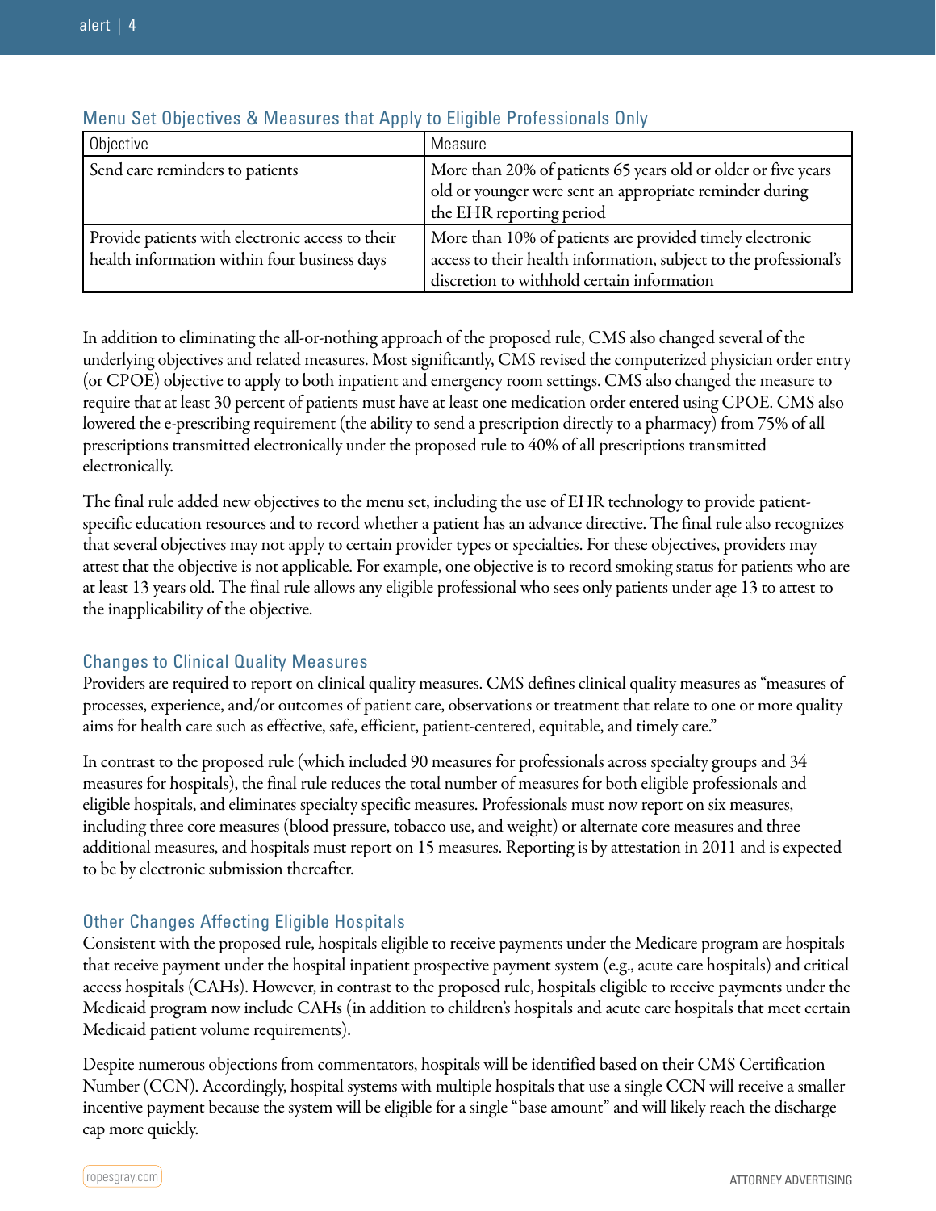### Menu Set Objectives & Measures that Apply to Eligible Professionals Only

| Objective | Measure |
|---|---|
| Send care reminders to patients | More than 20% of patients 65 years old or older or five years old or younger were sent an appropriate reminder during the EHR reporting period |
| Provide patients with electronic access to their health information within four business days | More than 10% of patients are provided timely electronic access to their health information, subject to the professional's discretion to withhold certain information |

In addition to eliminating the all-or-nothing approach of the proposed rule, CMS also changed several of the underlying objectives and related measures. Most significantly, CMS revised the computerized physician order entry (or CPOE) objective to apply to both inpatient and emergency room settings. CMS also changed the measure to require that at least 30 percent of patients must have at least one medication order entered using CPOE. CMS also lowered the e-prescribing requirement (the ability to send a prescription directly to a pharmacy) from 75% of all prescriptions transmitted electronically under the proposed rule to 40% of all prescriptions transmitted electronically.

The final rule added new objectives to the menu set, including the use of EHR technology to provide patient-specific education resources and to record whether a patient has an advance directive. The final rule also recognizes that several objectives may not apply to certain provider types or specialties. For these objectives, providers may attest that the objective is not applicable. For example, one objective is to record smoking status for patients who are at least 13 years old. The final rule allows any eligible professional who sees only patients under age 13 to attest to the inapplicability of the objective.

### Changes to Clinical Quality Measures

Providers are required to report on clinical quality measures. CMS defines clinical quality measures as "measures of processes, experience, and/or outcomes of patient care, observations or treatment that relate to one or more quality aims for health care such as effective, safe, efficient, patient-centered, equitable, and timely care."

In contrast to the proposed rule (which included 90 measures for professionals across specialty groups and 34 measures for hospitals), the final rule reduces the total number of measures for both eligible professionals and eligible hospitals, and eliminates specialty specific measures. Professionals must now report on six measures, including three core measures (blood pressure, tobacco use, and weight) or alternate core measures and three additional measures, and hospitals must report on 15 measures. Reporting is by attestation in 2011 and is expected to be by electronic submission thereafter.

### Other Changes Affecting Eligible Hospitals

Consistent with the proposed rule, hospitals eligible to receive payments under the Medicare program are hospitals that receive payment under the hospital inpatient prospective payment system (e.g., acute care hospitals) and critical access hospitals (CAHs). However, in contrast to the proposed rule, hospitals eligible to receive payments under the Medicaid program now include CAHs (in addition to children's hospitals and acute care hospitals that meet certain Medicaid patient volume requirements).

Despite numerous objections from commentators, hospitals will be identified based on their CMS Certification Number (CCN). Accordingly, hospital systems with multiple hospitals that use a single CCN will receive a smaller incentive payment because the system will be eligible for a single "base amount" and will likely reach the discharge cap more quickly.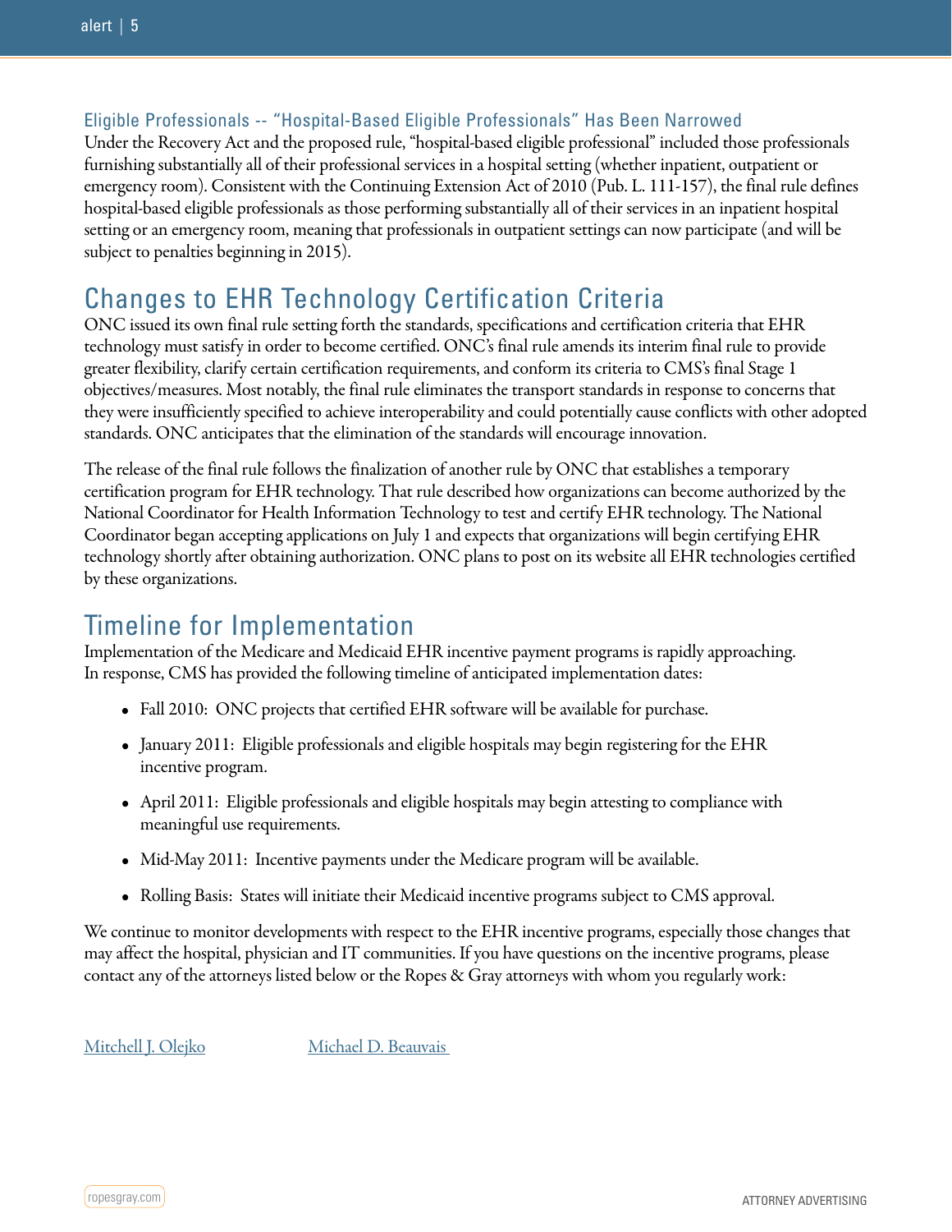### Eligible Professionals -- "Hospital-Based Eligible Professionals" Has Been Narrowed

Under the Recovery Act and the proposed rule, "hospital-based eligible professional" included those professionals furnishing substantially all of their professional services in a hospital setting (whether inpatient, outpatient or emergency room). Consistent with the Continuing Extension Act of 2010 (Pub. L. 111-157), the final rule defines hospital-based eligible professionals as those performing substantially all of their services in an inpatient hospital setting or an emergency room, meaning that professionals in outpatient settings can now participate (and will be subject to penalties beginning in 2015).

## Changes to EHR Technology Certification Criteria

ONC issued its own final rule setting forth the standards, specifications and certification criteria that EHR technology must satisfy in order to become certified. ONC's final rule amends its interim final rule to provide greater flexibility, clarify certain certification requirements, and conform its criteria to CMS's final Stage 1 objectives/measures. Most notably, the final rule eliminates the transport standards in response to concerns that they were insufficiently specified to achieve interoperability and could potentially cause conflicts with other adopted standards. ONC anticipates that the elimination of the standards will encourage innovation.

The release of the final rule follows the finalization of another rule by ONC that establishes a temporary certification program for EHR technology. That rule described how organizations can become authorized by the National Coordinator for Health Information Technology to test and certify EHR technology. The National Coordinator began accepting applications on July 1 and expects that organizations will begin certifying EHR technology shortly after obtaining authorization. ONC plans to post on its website all EHR technologies certified by these organizations.

## Timeline for Implementation

Implementation of the Medicare and Medicaid EHR incentive payment programs is rapidly approaching. In response, CMS has provided the following timeline of anticipated implementation dates:

- Fall 2010: ONC projects that certified EHR software will be available for purchase.
- January 2011: Eligible professionals and eligible hospitals may begin registering for the EHR incentive program.
- April 2011: Eligible professionals and eligible hospitals may begin attesting to compliance with meaningful use requirements.
- Mid-May 2011: Incentive payments under the Medicare program will be available.
- Rolling Basis: States will initiate their Medicaid incentive programs subject to CMS approval.

We continue to monitor developments with respect to the EHR incentive programs, especially those changes that may affect the hospital, physician and IT communities. If you have questions on the incentive programs, please contact any of the attorneys listed below or the Ropes & Gray attorneys with whom you regularly work:

Mitchell J. Olejko      Michael D. Beauvais

ropesgray.com      ATTORNEY ADVERTISING